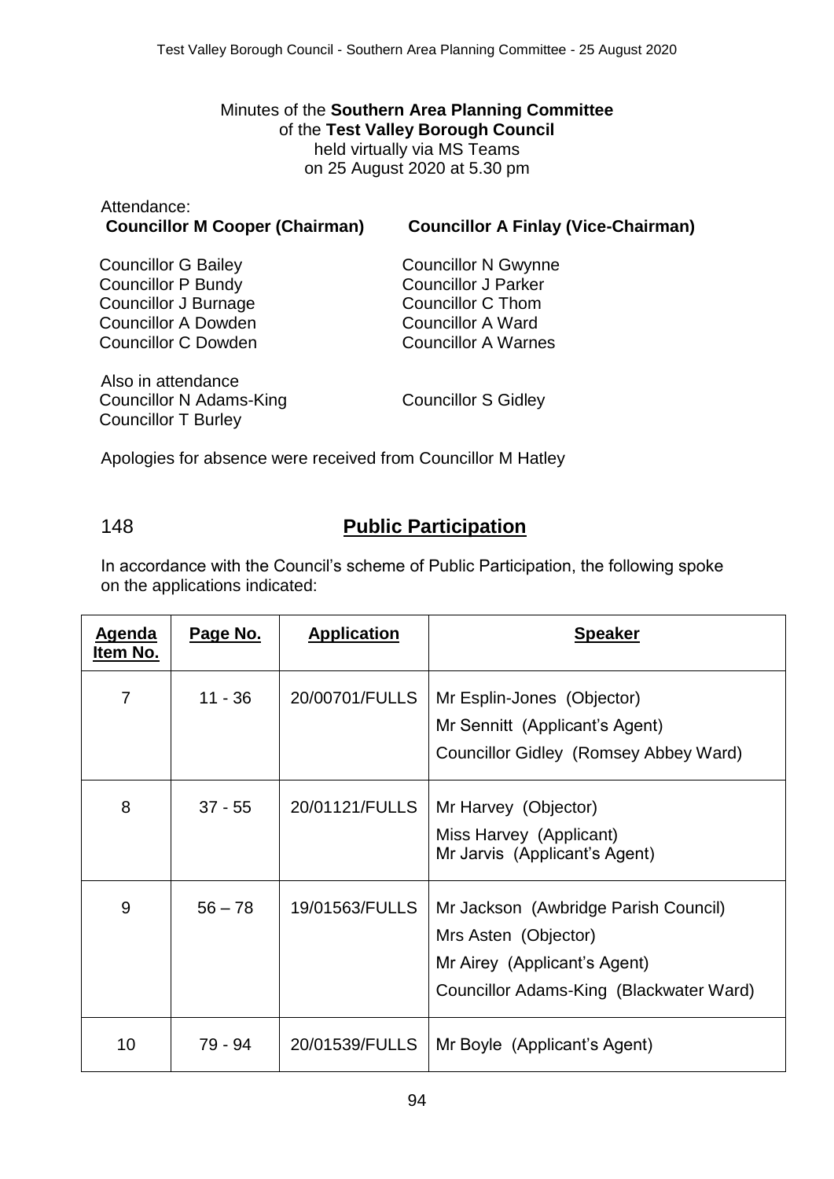Minutes of the **Southern Area Planning Committee**
of the **Test Valley Borough Council**
held virtually via MS Teams
on 25 August 2020 at 5.30 pm

Attendance:

**Councillor M Cooper (Chairman)** **Councillor A Finlay (Vice-Chairman)**

Councillor G Bailey
Councillor P Bundy
Councillor J Burnage
Councillor A Dowden
Councillor C Dowden
Councillor N Gwynne
Councillor J Parker
Councillor C Thom
Councillor A Ward
Councillor A Warnes

Also in attendance
Councillor N Adams-King
Councillor T Burley
Councillor S Gidley

Apologies for absence were received from Councillor M Hatley

## 148 Public Participation

In accordance with the Council's scheme of Public Participation, the following spoke on the applications indicated:

| Agenda Item No. | Page No. | Application | Speaker |
|---|---|---|---|
| 7 | 11 - 36 | 20/00701/FULLS | Mr Esplin-Jones (Objector)<br>Mr Sennitt (Applicant's Agent)<br>Councillor Gidley (Romsey Abbey Ward) |
| 8 | 37 - 55 | 20/01121/FULLS | Mr Harvey (Objector)<br>Miss Harvey (Applicant)<br>Mr Jarvis (Applicant's Agent) |
| 9 | 56 – 78 | 19/01563/FULLS | Mr Jackson (Awbridge Parish Council)<br>Mrs Asten (Objector)<br>Mr Airey (Applicant's Agent)<br>Councillor Adams-King (Blackwater Ward) |
| 10 | 79 - 94 | 20/01539/FULLS | Mr Boyle (Applicant's Agent) |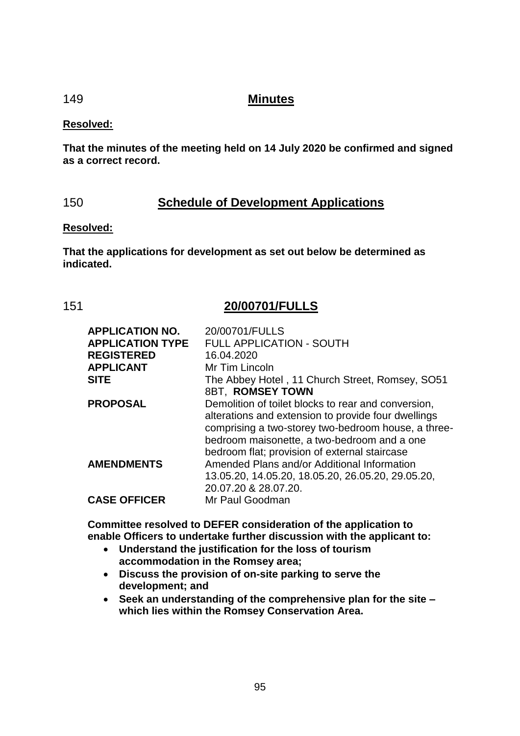## 149 Minutes

**Resolved:**

**That the minutes of the meeting held on 14 July 2020 be confirmed and signed as a correct record.**

## 150 Schedule of Development Applications

**Resolved:**

**That the applications for development as set out below be determined as indicated.**

## 151 20/00701/FULLS

| | |
|---|---|
| **APPLICATION NO.** | 20/00701/FULLS |
| **APPLICATION TYPE** | FULL APPLICATION - SOUTH |
| **REGISTERED** | 16.04.2020 |
| **APPLICANT** | Mr Tim Lincoln |
| **SITE** | The Abbey Hotel , 11 Church Street, Romsey, SO51 8BT, **ROMSEY TOWN** |
| **PROPOSAL** | Demolition of toilet blocks to rear and conversion, alterations and extension to provide four dwellings comprising a two-storey two-bedroom house, a three-bedroom maisonette, a two-bedroom and a one bedroom flat; provision of external staircase |
| **AMENDMENTS** | Amended Plans and/or Additional Information 13.05.20, 14.05.20, 18.05.20, 26.05.20, 29.05.20, 20.07.20 & 28.07.20. |
| **CASE OFFICER** | Mr Paul Goodman |

**Committee resolved to DEFER consideration of the application to enable Officers to undertake further discussion with the applicant to:**

- **Understand the justification for the loss of tourism accommodation in the Romsey area;**
- **Discuss the provision of on-site parking to serve the development; and**
- **Seek an understanding of the comprehensive plan for the site – which lies within the Romsey Conservation Area.**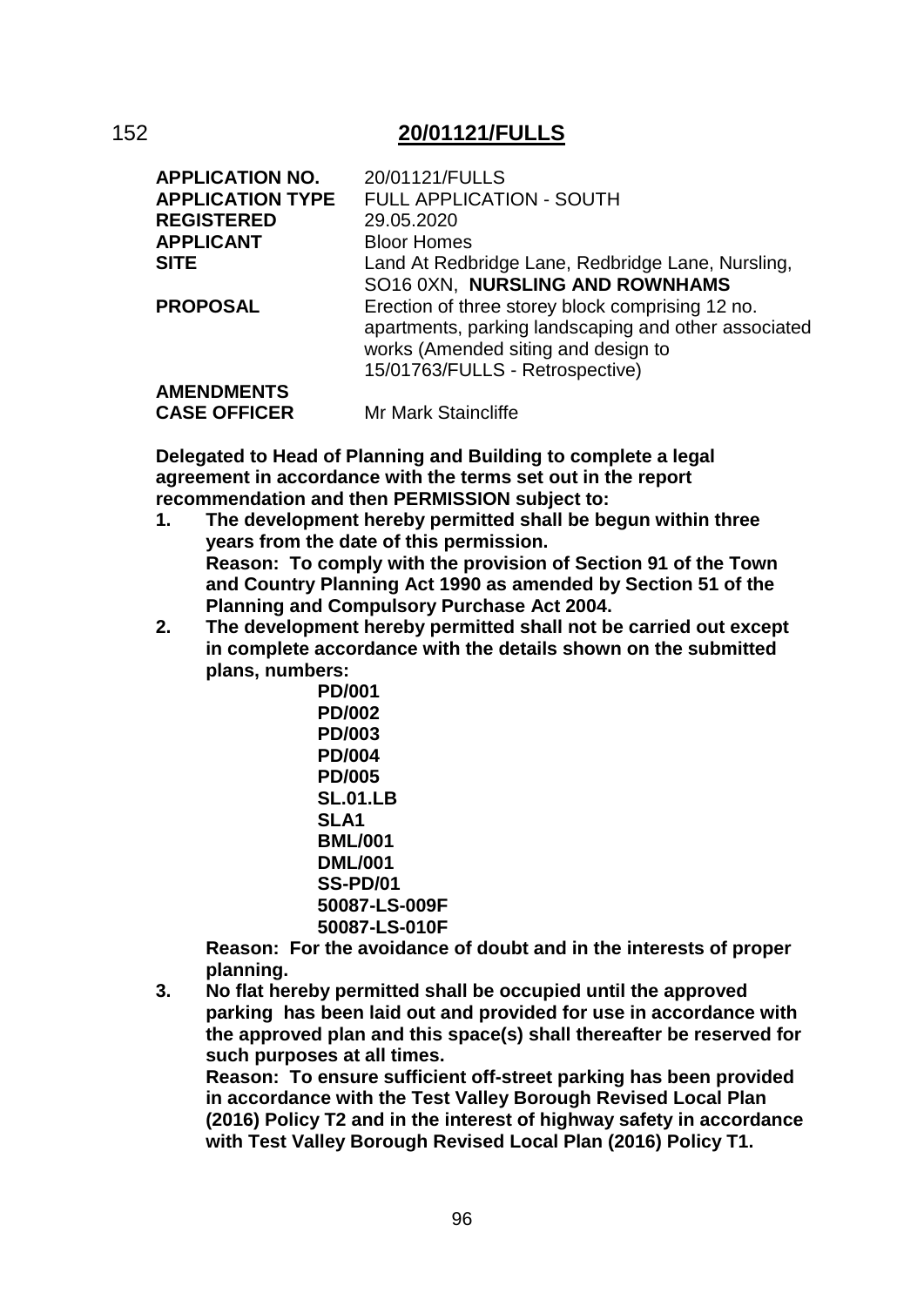## 152 **20/01121/FULLS**

| | |
|---|---|
| **APPLICATION NO.** | 20/01121/FULLS |
| **APPLICATION TYPE** | FULL APPLICATION - SOUTH |
| **REGISTERED** | 29.05.2020 |
| **APPLICANT** | Bloor Homes |
| **SITE** | Land At Redbridge Lane, Redbridge Lane, Nursling, SO16 0XN, **NURSLING AND ROWNHAMS** |
| **PROPOSAL** | Erection of three storey block comprising 12 no. apartments, parking landscaping and other associated works (Amended siting and design to 15/01763/FULLS - Retrospective) |
| **AMENDMENTS** | |
| **CASE OFFICER** | Mr Mark Staincliffe |

**Delegated to Head of Planning and Building to complete a legal agreement in accordance with the terms set out in the report recommendation and then PERMISSION subject to:**

1. **The development hereby permitted shall be begun within three years from the date of this permission.**
   **Reason: To comply with the provision of Section 91 of the Town and Country Planning Act 1990 as amended by Section 51 of the Planning and Compulsory Purchase Act 2004.**
2. **The development hereby permitted shall not be carried out except in complete accordance with the details shown on the submitted plans, numbers:**
   **PD/001**
   **PD/002**
   **PD/003**
   **PD/004**
   **PD/005**
   **SL.01.LB**
   **SLA1**
   **BML/001**
   **DML/001**
   **SS-PD/01**
   **50087-LS-009F**
   **50087-LS-010F**
   **Reason: For the avoidance of doubt and in the interests of proper planning.**
3. **No flat hereby permitted shall be occupied until the approved parking has been laid out and provided for use in accordance with the approved plan and this space(s) shall thereafter be reserved for such purposes at all times.**
   **Reason: To ensure sufficient off-street parking has been provided in accordance with the Test Valley Borough Revised Local Plan (2016) Policy T2 and in the interest of highway safety in accordance with Test Valley Borough Revised Local Plan (2016) Policy T1.**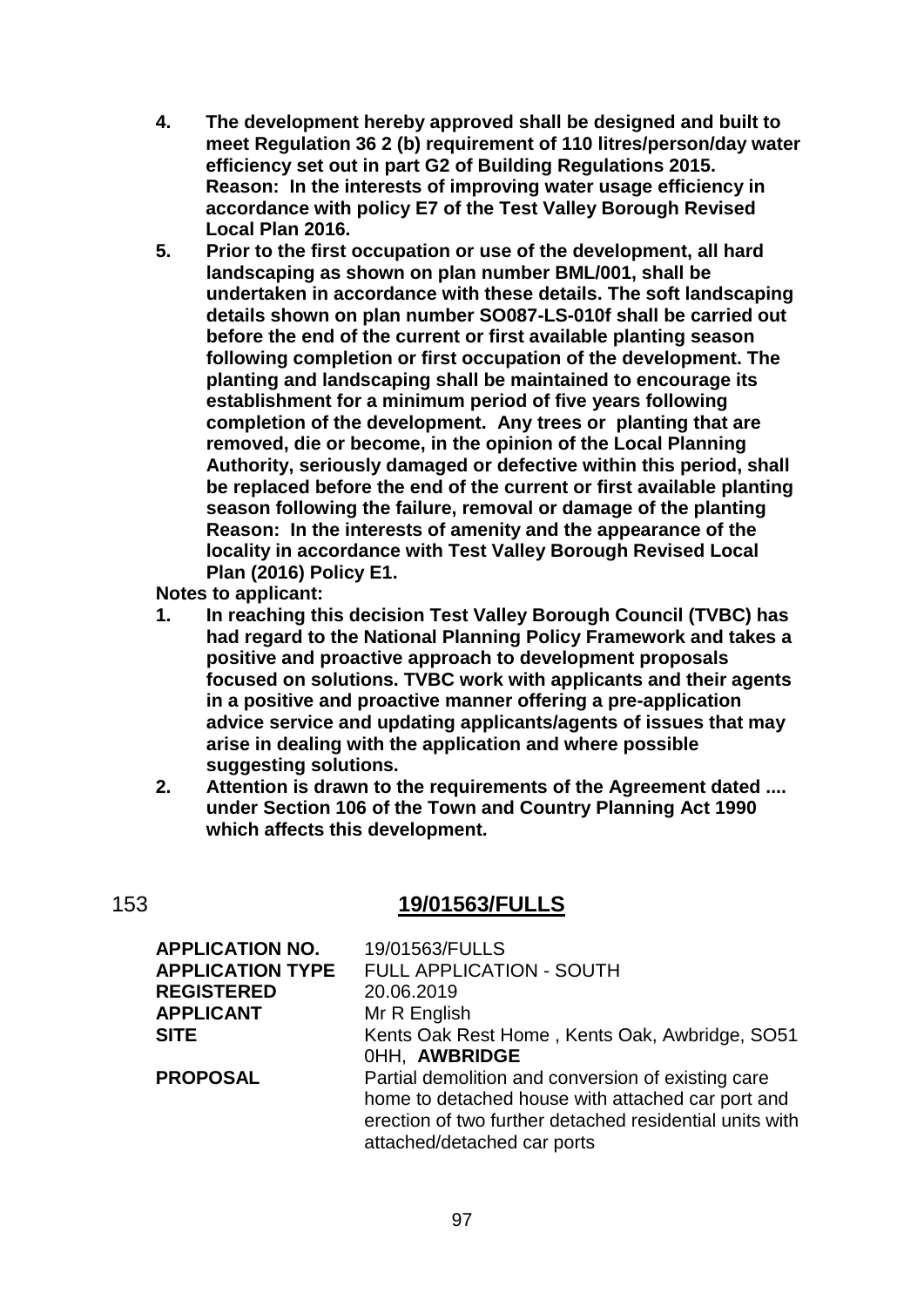4. **The development hereby approved shall be designed and built to meet Regulation 36 2 (b) requirement of 110 litres/person/day water efficiency set out in part G2 of Building Regulations 2015.**
   **Reason: In the interests of improving water usage efficiency in accordance with policy E7 of the Test Valley Borough Revised Local Plan 2016.**
5. **Prior to the first occupation or use of the development, all hard landscaping as shown on plan number BML/001, shall be undertaken in accordance with these details. The soft landscaping details shown on plan number SO087-LS-010f shall be carried out before the end of the current or first available planting season following completion or first occupation of the development. The planting and landscaping shall be maintained to encourage its establishment for a minimum period of five years following completion of the development. Any trees or planting that are removed, die or become, in the opinion of the Local Planning Authority, seriously damaged or defective within this period, shall be replaced before the end of the current or first available planting season following the failure, removal or damage of the planting**
   **Reason: In the interests of amenity and the appearance of the locality in accordance with Test Valley Borough Revised Local Plan (2016) Policy E1.**

**Notes to applicant:**

1. **In reaching this decision Test Valley Borough Council (TVBC) has had regard to the National Planning Policy Framework and takes a positive and proactive approach to development proposals focused on solutions. TVBC work with applicants and their agents in a positive and proactive manner offering a pre-application advice service and updating applicants/agents of issues that may arise in dealing with the application and where possible suggesting solutions.**
2. **Attention is drawn to the requirements of the Agreement dated .... under Section 106 of the Town and Country Planning Act 1990 which affects this development.**

## 153 19/01563/FULLS

| | |
|---|---|
| **APPLICATION NO.** | 19/01563/FULLS |
| **APPLICATION TYPE** | FULL APPLICATION - SOUTH |
| **REGISTERED** | 20.06.2019 |
| **APPLICANT** | Mr R English |
| **SITE** | Kents Oak Rest Home , Kents Oak, Awbridge, SO51 0HH, **AWBRIDGE** |
| **PROPOSAL** | Partial demolition and conversion of existing care home to detached house with attached car port and erection of two further detached residential units with attached/detached car ports |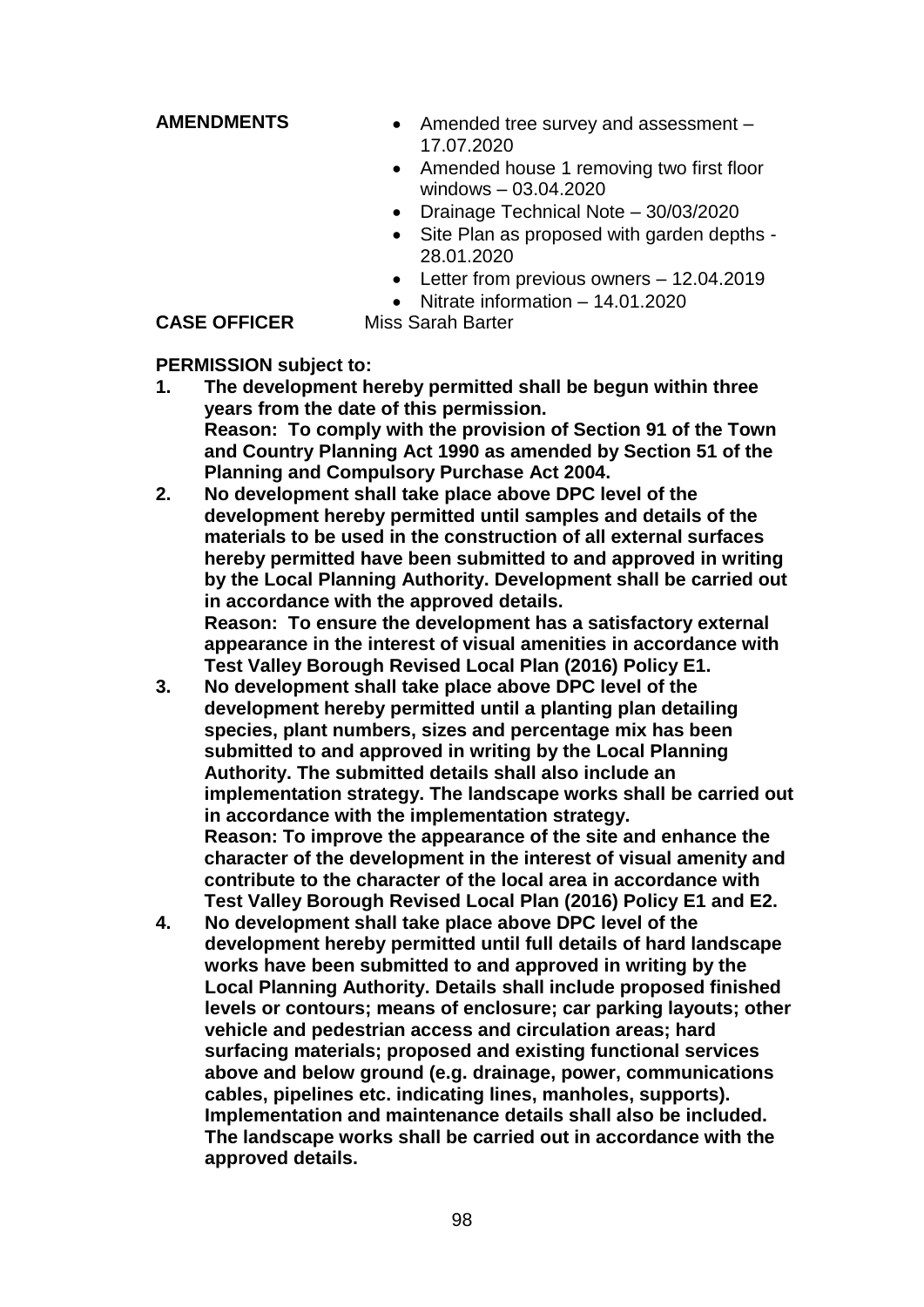**AMENDMENTS**

- Amended tree survey and assessment – 17.07.2020
- Amended house 1 removing two first floor windows – 03.04.2020
- Drainage Technical Note – 30/03/2020
- Site Plan as proposed with garden depths - 28.01.2020
- Letter from previous owners – 12.04.2019
- Nitrate information – 14.01.2020

**CASE OFFICER** Miss Sarah Barter

**PERMISSION subject to:**

1. **The development hereby permitted shall be begun within three years from the date of this permission.**
   **Reason: To comply with the provision of Section 91 of the Town and Country Planning Act 1990 as amended by Section 51 of the Planning and Compulsory Purchase Act 2004.**
2. **No development shall take place above DPC level of the development hereby permitted until samples and details of the materials to be used in the construction of all external surfaces hereby permitted have been submitted to and approved in writing by the Local Planning Authority. Development shall be carried out in accordance with the approved details.**
   **Reason: To ensure the development has a satisfactory external appearance in the interest of visual amenities in accordance with Test Valley Borough Revised Local Plan (2016) Policy E1.**
3. **No development shall take place above DPC level of the development hereby permitted until a planting plan detailing species, plant numbers, sizes and percentage mix has been submitted to and approved in writing by the Local Planning Authority. The submitted details shall also include an implementation strategy. The landscape works shall be carried out in accordance with the implementation strategy.**
   **Reason: To improve the appearance of the site and enhance the character of the development in the interest of visual amenity and contribute to the character of the local area in accordance with Test Valley Borough Revised Local Plan (2016) Policy E1 and E2.**
4. **No development shall take place above DPC level of the development hereby permitted until full details of hard landscape works have been submitted to and approved in writing by the Local Planning Authority. Details shall include proposed finished levels or contours; means of enclosure; car parking layouts; other vehicle and pedestrian access and circulation areas; hard surfacing materials; proposed and existing functional services above and below ground (e.g. drainage, power, communications cables, pipelines etc. indicating lines, manholes, supports). Implementation and maintenance details shall also be included. The landscape works shall be carried out in accordance with the approved details.**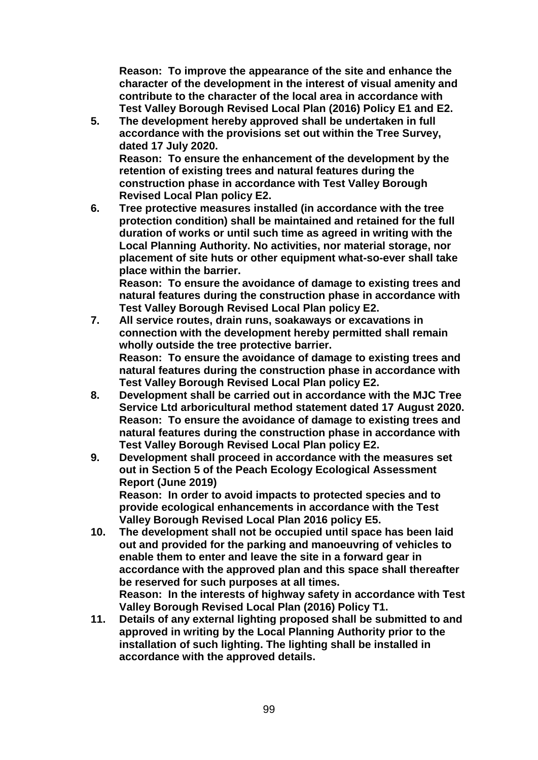**Reason: To improve the appearance of the site and enhance the character of the development in the interest of visual amenity and contribute to the character of the local area in accordance with Test Valley Borough Revised Local Plan (2016) Policy E1 and E2.**

5. **The development hereby approved shall be undertaken in full accordance with the provisions set out within the Tree Survey, dated 17 July 2020.**
   **Reason: To ensure the enhancement of the development by the retention of existing trees and natural features during the construction phase in accordance with Test Valley Borough Revised Local Plan policy E2.**
6. **Tree protective measures installed (in accordance with the tree protection condition) shall be maintained and retained for the full duration of works or until such time as agreed in writing with the Local Planning Authority. No activities, nor material storage, nor placement of site huts or other equipment what-so-ever shall take place within the barrier.**
   **Reason: To ensure the avoidance of damage to existing trees and natural features during the construction phase in accordance with Test Valley Borough Revised Local Plan policy E2.**
7. **All service routes, drain runs, soakaways or excavations in connection with the development hereby permitted shall remain wholly outside the tree protective barrier.**
   **Reason: To ensure the avoidance of damage to existing trees and natural features during the construction phase in accordance with Test Valley Borough Revised Local Plan policy E2.**
8. **Development shall be carried out in accordance with the MJC Tree Service Ltd arboricultural method statement dated 17 August 2020.**
   **Reason: To ensure the avoidance of damage to existing trees and natural features during the construction phase in accordance with Test Valley Borough Revised Local Plan policy E2.**
9. **Development shall proceed in accordance with the measures set out in Section 5 of the Peach Ecology Ecological Assessment Report (June 2019)**
   **Reason: In order to avoid impacts to protected species and to provide ecological enhancements in accordance with the Test Valley Borough Revised Local Plan 2016 policy E5.**
10. **The development shall not be occupied until space has been laid out and provided for the parking and manoeuvring of vehicles to enable them to enter and leave the site in a forward gear in accordance with the approved plan and this space shall thereafter be reserved for such purposes at all times.**
    **Reason: In the interests of highway safety in accordance with Test Valley Borough Revised Local Plan (2016) Policy T1.**
11. **Details of any external lighting proposed shall be submitted to and approved in writing by the Local Planning Authority prior to the installation of such lighting. The lighting shall be installed in accordance with the approved details.**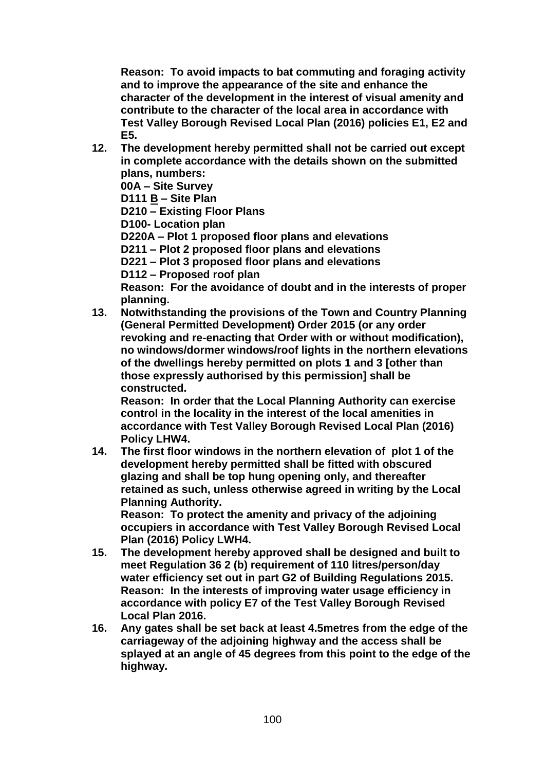**Reason: To avoid impacts to bat commuting and foraging activity and to improve the appearance of the site and enhance the character of the development in the interest of visual amenity and contribute to the character of the local area in accordance with Test Valley Borough Revised Local Plan (2016) policies E1, E2 and E5.**

12. **The development hereby permitted shall not be carried out except in complete accordance with the details shown on the submitted plans, numbers:**
    **00A – Site Survey**
    **D111 <u>B</u> – Site Plan**
    **D210 – Existing Floor Plans**
    **D100- Location plan**
    **D220A – Plot 1 proposed floor plans and elevations**
    **D211 – Plot 2 proposed floor plans and elevations**
    **D221 – Plot 3 proposed floor plans and elevations**
    **D112 – Proposed roof plan**
    **Reason: For the avoidance of doubt and in the interests of proper planning.**
13. **Notwithstanding the provisions of the Town and Country Planning (General Permitted Development) Order 2015 (or any order revoking and re-enacting that Order with or without modification), no windows/dormer windows/roof lights in the northern elevations of the dwellings hereby permitted on plots 1 and 3 [other than those expressly authorised by this permission] shall be constructed.**
    **Reason: In order that the Local Planning Authority can exercise control in the locality in the interest of the local amenities in accordance with Test Valley Borough Revised Local Plan (2016) Policy LHW4.**
14. **The first floor windows in the northern elevation of plot 1 of the development hereby permitted shall be fitted with obscured glazing and shall be top hung opening only, and thereafter retained as such, unless otherwise agreed in writing by the Local Planning Authority.**
    **Reason: To protect the amenity and privacy of the adjoining occupiers in accordance with Test Valley Borough Revised Local Plan (2016) Policy LWH4.**
15. **The development hereby approved shall be designed and built to meet Regulation 36 2 (b) requirement of 110 litres/person/day water efficiency set out in part G2 of Building Regulations 2015.**
    **Reason: In the interests of improving water usage efficiency in accordance with policy E7 of the Test Valley Borough Revised Local Plan 2016.**
16. **Any gates shall be set back at least 4.5metres from the edge of the carriageway of the adjoining highway and the access shall be splayed at an angle of 45 degrees from this point to the edge of the highway.**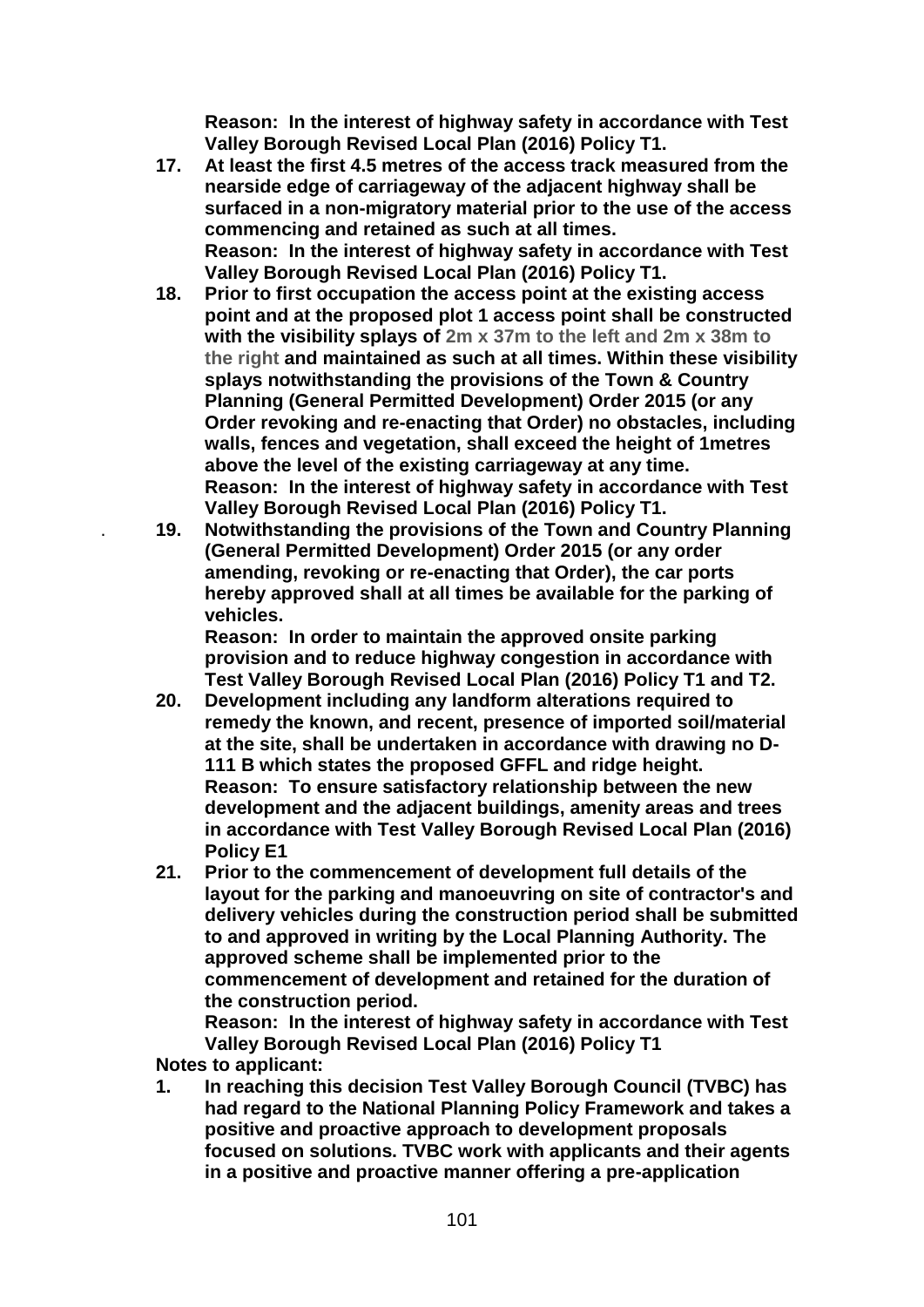**Reason: In the interest of highway safety in accordance with Test Valley Borough Revised Local Plan (2016) Policy T1.**

17. **At least the first 4.5 metres of the access track measured from the nearside edge of carriageway of the adjacent highway shall be surfaced in a non-migratory material prior to the use of the access commencing and retained as such at all times.**
    **Reason: In the interest of highway safety in accordance with Test Valley Borough Revised Local Plan (2016) Policy T1.**
18. **Prior to first occupation the access point at the existing access point and at the proposed plot 1 access point shall be constructed with the visibility splays of 2m x 37m to the left and 2m x 38m to the right and maintained as such at all times. Within these visibility splays notwithstanding the provisions of the Town & Country Planning (General Permitted Development) Order 2015 (or any Order revoking and re-enacting that Order) no obstacles, including walls, fences and vegetation, shall exceed the height of 1metres above the level of the existing carriageway at any time.**
    **Reason: In the interest of highway safety in accordance with Test Valley Borough Revised Local Plan (2016) Policy T1.**
19. **Notwithstanding the provisions of the Town and Country Planning (General Permitted Development) Order 2015 (or any order amending, revoking or re-enacting that Order), the car ports hereby approved shall at all times be available for the parking of vehicles.**
    **Reason: In order to maintain the approved onsite parking provision and to reduce highway congestion in accordance with Test Valley Borough Revised Local Plan (2016) Policy T1 and T2.**
20. **Development including any landform alterations required to remedy the known, and recent, presence of imported soil/material at the site, shall be undertaken in accordance with drawing no D-111 B which states the proposed GFFL and ridge height.**
    **Reason: To ensure satisfactory relationship between the new development and the adjacent buildings, amenity areas and trees in accordance with Test Valley Borough Revised Local Plan (2016) Policy E1**
21. **Prior to the commencement of development full details of the layout for the parking and manoeuvring on site of contractor's and delivery vehicles during the construction period shall be submitted to and approved in writing by the Local Planning Authority. The approved scheme shall be implemented prior to the commencement of development and retained for the duration of the construction period.**
    **Reason: In the interest of highway safety in accordance with Test Valley Borough Revised Local Plan (2016) Policy T1**

**Notes to applicant:**

1. **In reaching this decision Test Valley Borough Council (TVBC) has had regard to the National Planning Policy Framework and takes a positive and proactive approach to development proposals focused on solutions. TVBC work with applicants and their agents in a positive and proactive manner offering a pre-application**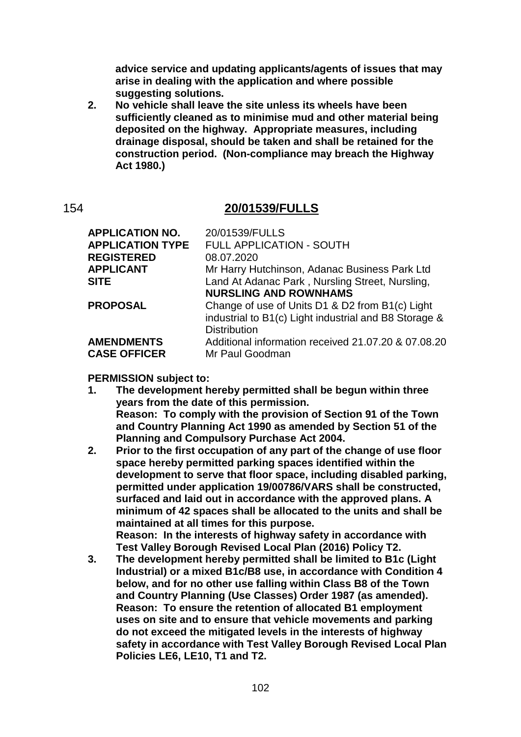**advice service and updating applicants/agents of issues that may arise in dealing with the application and where possible suggesting solutions.**

2. **No vehicle shall leave the site unless its wheels have been sufficiently cleaned as to minimise mud and other material being deposited on the highway. Appropriate measures, including drainage disposal, should be taken and shall be retained for the construction period. (Non-compliance may breach the Highway Act 1980.)**

## 154 **20/01539/FULLS**

| | |
|---|---|
| **APPLICATION NO.** | 20/01539/FULLS |
| **APPLICATION TYPE** | FULL APPLICATION - SOUTH |
| **REGISTERED** | 08.07.2020 |
| **APPLICANT** | Mr Harry Hutchinson, Adanac Business Park Ltd |
| **SITE** | Land At Adanac Park , Nursling Street, Nursling, **NURSLING AND ROWNHAMS** |
| **PROPOSAL** | Change of use of Units D1 & D2 from B1(c) Light industrial to B1(c) Light industrial and B8 Storage & Distribution |
| **AMENDMENTS** | Additional information received 21.07.20 & 07.08.20 |
| **CASE OFFICER** | Mr Paul Goodman |

**PERMISSION subject to:**

1. **The development hereby permitted shall be begun within three years from the date of this permission.**
   **Reason: To comply with the provision of Section 91 of the Town and Country Planning Act 1990 as amended by Section 51 of the Planning and Compulsory Purchase Act 2004.**
2. **Prior to the first occupation of any part of the change of use floor space hereby permitted parking spaces identified within the development to serve that floor space, including disabled parking, permitted under application 19/00786/VARS shall be constructed, surfaced and laid out in accordance with the approved plans. A minimum of 42 spaces shall be allocated to the units and shall be maintained at all times for this purpose.**
   **Reason: In the interests of highway safety in accordance with Test Valley Borough Revised Local Plan (2016) Policy T2.**
3. **The development hereby permitted shall be limited to B1c (Light Industrial) or a mixed B1c/B8 use, in accordance with Condition 4 below, and for no other use falling within Class B8 of the Town and Country Planning (Use Classes) Order 1987 (as amended).**
   **Reason: To ensure the retention of allocated B1 employment uses on site and to ensure that vehicle movements and parking do not exceed the mitigated levels in the interests of highway safety in accordance with Test Valley Borough Revised Local Plan Policies LE6, LE10, T1 and T2.**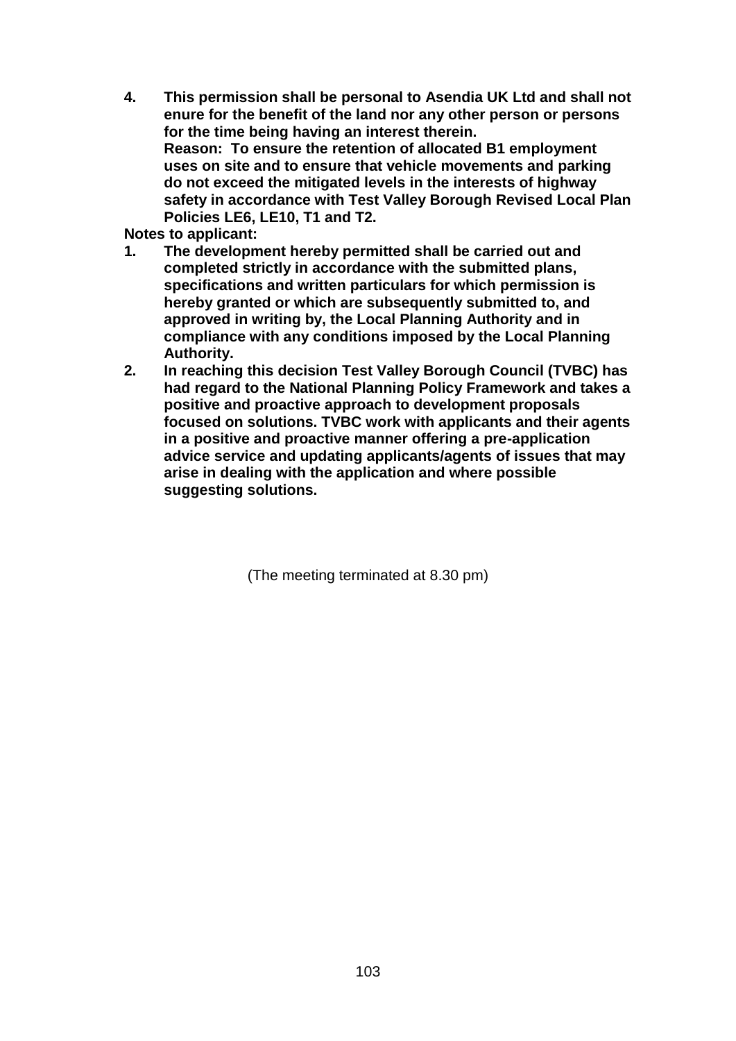**4. This permission shall be personal to Asendia UK Ltd and shall not enure for the benefit of the land nor any other person or persons for the time being having an interest therein.**
**Reason: To ensure the retention of allocated B1 employment uses on site and to ensure that vehicle movements and parking do not exceed the mitigated levels in the interests of highway safety in accordance with Test Valley Borough Revised Local Plan Policies LE6, LE10, T1 and T2.**

**Notes to applicant:**

**1. The development hereby permitted shall be carried out and completed strictly in accordance with the submitted plans, specifications and written particulars for which permission is hereby granted or which are subsequently submitted to, and approved in writing by, the Local Planning Authority and in compliance with any conditions imposed by the Local Planning Authority.**

**2. In reaching this decision Test Valley Borough Council (TVBC) has had regard to the National Planning Policy Framework and takes a positive and proactive approach to development proposals focused on solutions. TVBC work with applicants and their agents in a positive and proactive manner offering a pre-application advice service and updating applicants/agents of issues that may arise in dealing with the application and where possible suggesting solutions.**

(The meeting terminated at 8.30 pm)